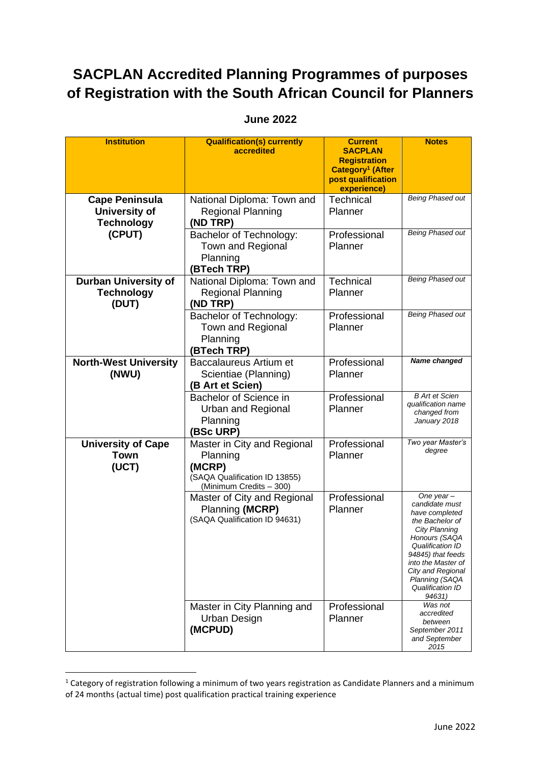# SACPLAN Accredited Planning Programmes of purposes of Registration with the South African Council for Planners

## June 2022

| Institution | Qualification(s) currently accredited | Current SACPLAN Registration Category[1] (After post qualification experience) | Notes |
|---|---|---|---|
| **Cape Peninsula University of Technology (CPUT)** | National Diploma: Town and Regional Planning **(ND TRP)** | Technical Planner | *Being Phased out* |
| | Bachelor of Technology: Town and Regional Planning **(BTech TRP)** | Professional Planner | *Being Phased out* |
| **Durban University of Technology (DUT)** | National Diploma: Town and Regional Planning **(ND TRP)** | Technical Planner | *Being Phased out* |
| | Bachelor of Technology: Town and Regional Planning **(BTech TRP)** | Professional Planner | *Being Phased out* |
| **North-West University (NWU)** | Baccalaureus Artium et Scientiae (Planning) **(B Art et Scien)** | Professional Planner | ***Name changed*** |
| | Bachelor of Science in Urban and Regional Planning **(BSc URP)** | Professional Planner | *B Art et Scien qualification name changed from January 2018* |
| **University of Cape Town (UCT)** | Master in City and Regional Planning **(MCRP)** (SAQA Qualification ID 13855) (Minimum Credits – 300) | Professional Planner | *Two year Master's degree* |
| | Master of City and Regional Planning **(MCRP)** (SAQA Qualification ID 94631) | Professional Planner | *One year – candidate must have completed the Bachelor of City Planning Honours (SAQA Qualification ID 94845) that feeds into the Master of City and Regional Planning (SAQA Qualification ID 94631)* |
| | Master in City Planning and Urban Design **(MCPUD)** | Professional Planner | *Was not accredited between September 2011 and September 2015* |

[1] Category of registration following a minimum of two years registration as Candidate Planners and a minimum of 24 months (actual time) post qualification practical training experience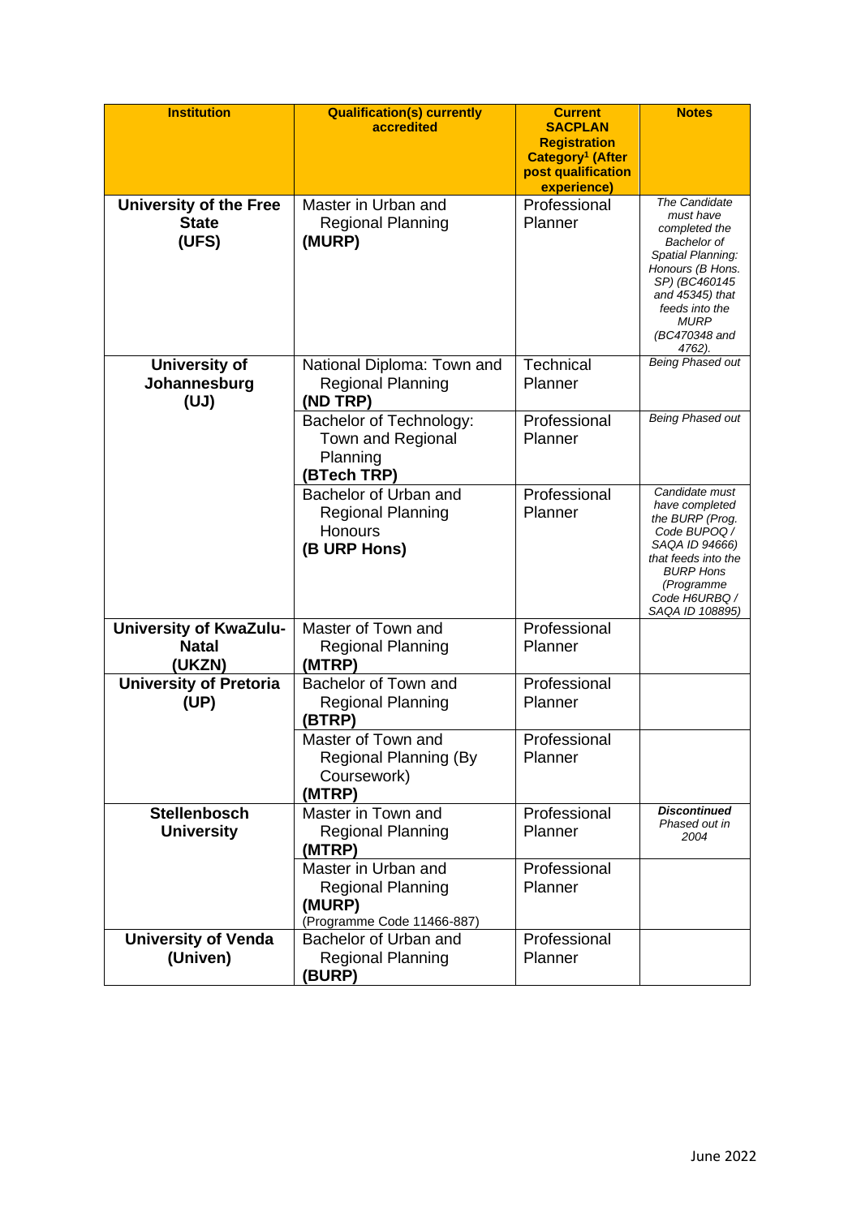| Institution | Qualification(s) currently accredited | Current SACPLAN Registration Category[1] (After post qualification experience) | Notes |
| --- | --- | --- | --- |
| **University of the Free State (UFS)** | Master in Urban and Regional Planning **(MURP)** | Professional Planner | *The Candidate must have completed the Bachelor of Spatial Planning: Honours (B Hons. SP) (BC460145 and 45345) that feeds into the MURP (BC470348 and 4762).* |
| **University of Johannesburg (UJ)** | National Diploma: Town and Regional Planning **(ND TRP)** | Technical Planner | *Being Phased out* |
| | Bachelor of Technology: Town and Regional Planning **(BTech TRP)** | Professional Planner | *Being Phased out* |
| | Bachelor of Urban and Regional Planning Honours **(B URP Hons)** | Professional Planner | *Candidate must have completed the BURP (Prog. Code BUPOQ / SAQA ID 94666) that feeds into the BURP Hons (Programme Code H6URBQ / SAQA ID 108895)* |
| **University of KwaZulu-Natal (UKZN)** | Master of Town and Regional Planning **(MTRP)** | Professional Planner | |
| **University of Pretoria (UP)** | Bachelor of Town and Regional Planning **(BTRP)** | Professional Planner | |
| | Master of Town and Regional Planning (By Coursework) **(MTRP)** | Professional Planner | |
| **Stellenbosch University** | Master in Town and Regional Planning **(MTRP)** | Professional Planner | ***Discontinued*** *Phased out in 2004* |
| | Master in Urban and Regional Planning **(MURP)** (Programme Code 11466-887) | Professional Planner | |
| **University of Venda (Univen)** | Bachelor of Urban and Regional Planning **(BURP)** | Professional Planner | |

June 2022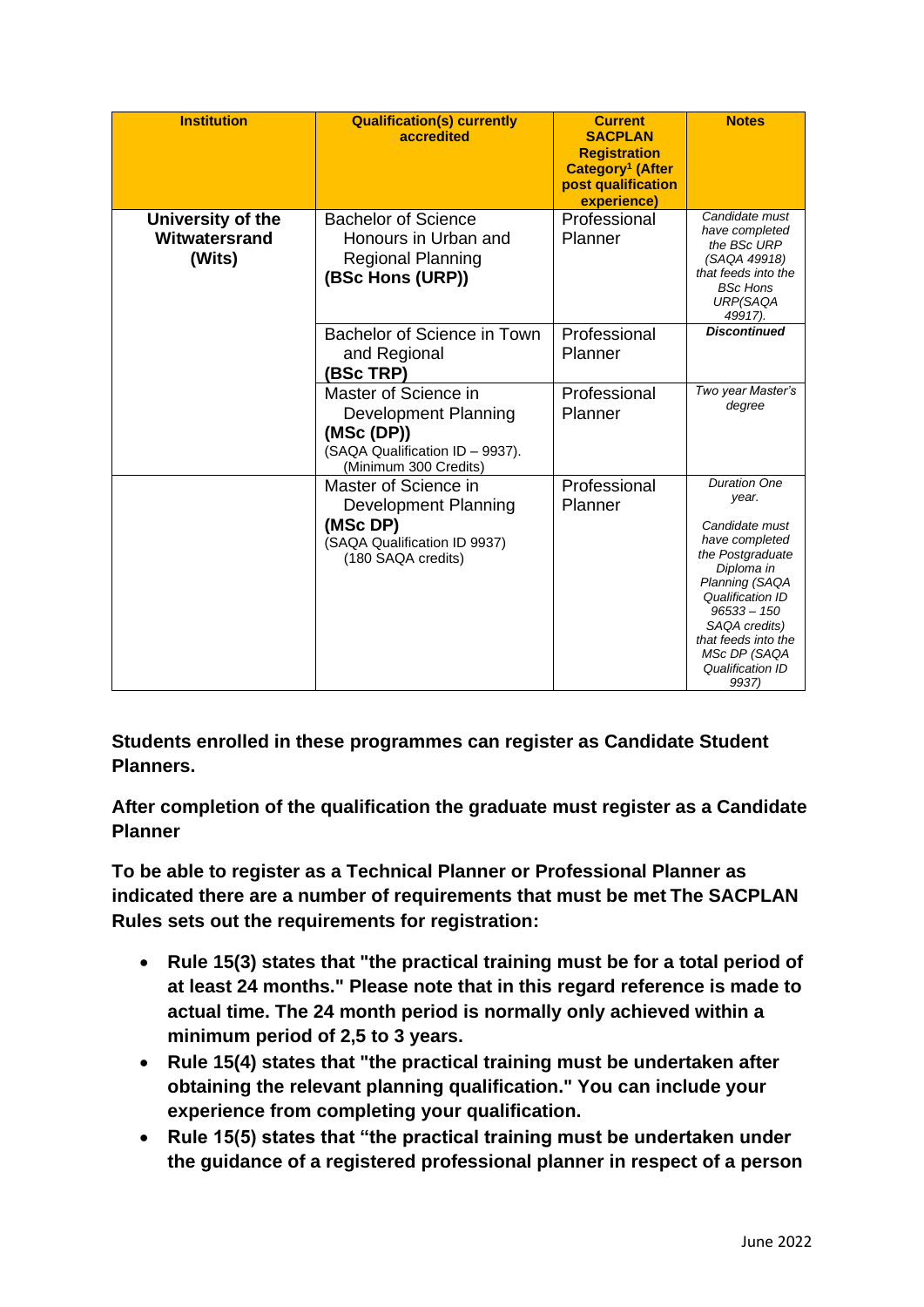| Institution | Qualification(s) currently accredited | Current SACPLAN Registration Category[1] (After post qualification experience) | Notes |
|---|---|---|---|
| **University of the Witwatersrand (Wits)** | Bachelor of Science Honours in Urban and Regional Planning **(BSc Hons (URP))** | Professional Planner | *Candidate must have completed the BSc URP (SAQA 49918) that feeds into the BSc Hons URP(SAQA 49917).* |
| | Bachelor of Science in Town and Regional **(BSc TRP)** | Professional Planner | ***Discontinued*** |
| | Master of Science in Development Planning **(MSc (DP))** (SAQA Qualification ID – 9937). (Minimum 300 Credits) | Professional Planner | *Two year Master's degree* |
| | Master of Science in Development Planning **(MSc DP)** (SAQA Qualification ID 9937) (180 SAQA credits) | Professional Planner | *Duration One year.* *Candidate must have completed the Postgraduate Diploma in Planning (SAQA Qualification ID 96533 – 150 SAQA credits) that feeds into the MSc DP (SAQA Qualification ID 9937)* |

**Students enrolled in these programmes can register as Candidate Student Planners.**

**After completion of the qualification the graduate must register as a Candidate Planner**

**To be able to register as a Technical Planner or Professional Planner as indicated there are a number of requirements that must be met The SACPLAN Rules sets out the requirements for registration:**

- **Rule 15(3) states that "the practical training must be for a total period of at least 24 months." Please note that in this regard reference is made to actual time. The 24 month period is normally only achieved within a minimum period of 2,5 to 3 years.**
- **Rule 15(4) states that "the practical training must be undertaken after obtaining the relevant planning qualification." You can include your experience from completing your qualification.**
- **Rule 15(5) states that "the practical training must be undertaken under the guidance of a registered professional planner in respect of a person**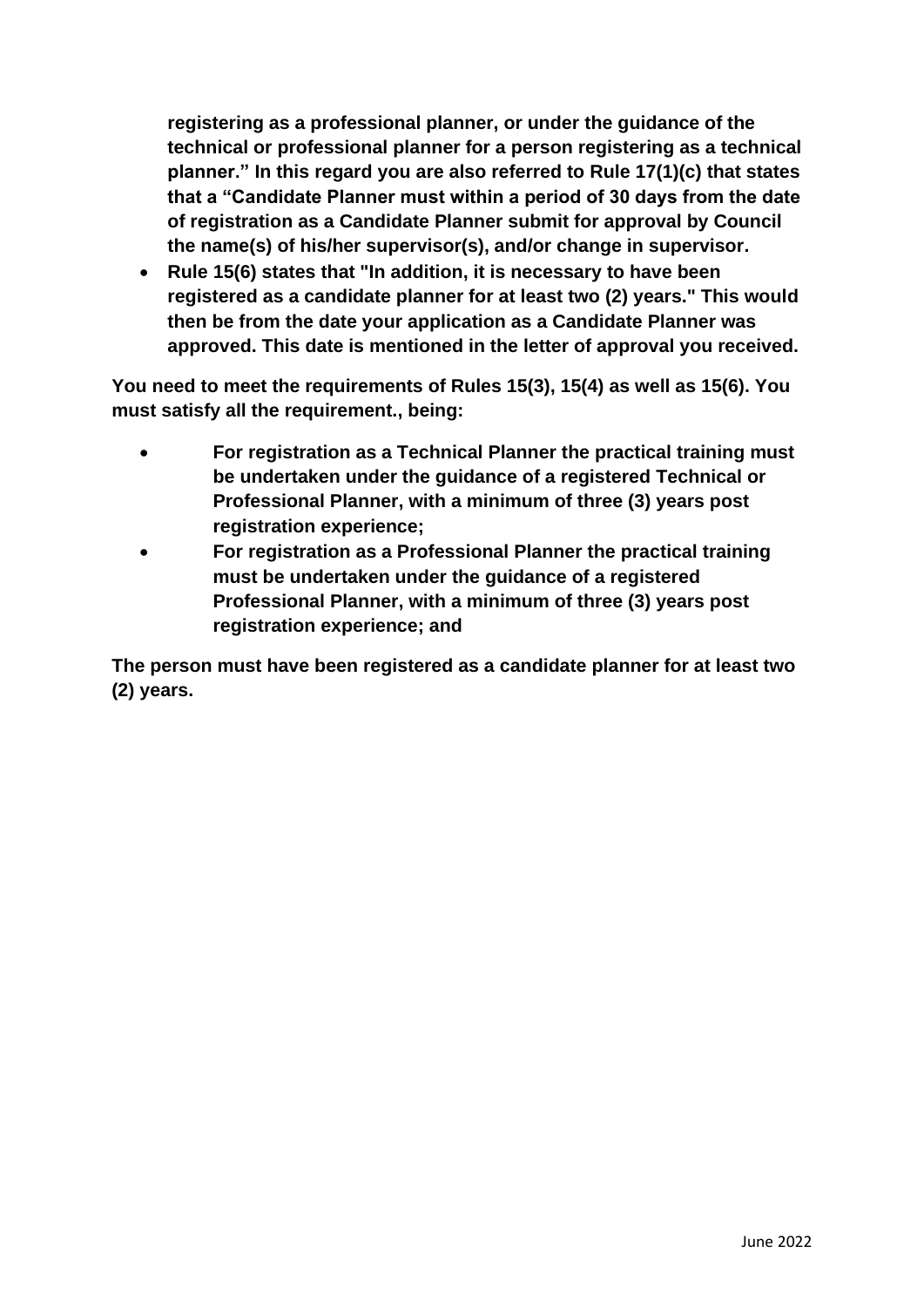**registering as a professional planner, or under the guidance of the technical or professional planner for a person registering as a technical planner." In this regard you are also referred to Rule 17(1)(c) that states that a "Candidate Planner must within a period of 30 days from the date of registration as a Candidate Planner submit for approval by Council the name(s) of his/her supervisor(s), and/or change in supervisor.**

- **Rule 15(6) states that "In addition, it is necessary to have been registered as a candidate planner for at least two (2) years." This would then be from the date your application as a Candidate Planner was approved. This date is mentioned in the letter of approval you received.**

**You need to meet the requirements of Rules 15(3), 15(4) as well as 15(6). You must satisfy all the requirement., being:**

- **For registration as a Technical Planner the practical training must be undertaken under the guidance of a registered Technical or Professional Planner, with a minimum of three (3) years post registration experience;**
- **For registration as a Professional Planner the practical training must be undertaken under the guidance of a registered Professional Planner, with a minimum of three (3) years post registration experience; and**

**The person must have been registered as a candidate planner for at least two (2) years.**